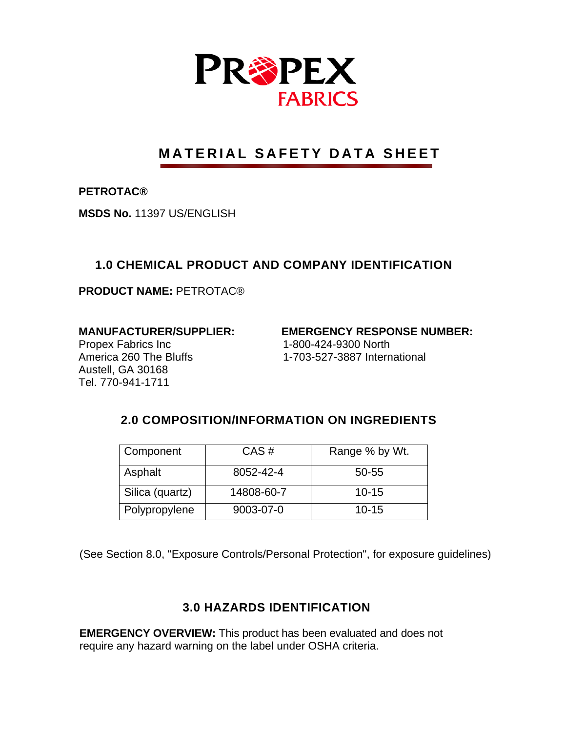PROPEX FABRICS

# MATERIAL SAFETY DATA SHEET

**PETROTAC®**

**MSDS No.** 11397 US/ENGLISH

## 1.0 CHEMICAL PRODUCT AND COMPANY IDENTIFICATION

**PRODUCT NAME:** PETROTAC®

**MANUFACTURER/SUPPLIER:**
Propex Fabrics Inc
America 260 The Bluffs
Austell, GA 30168
Tel. 770-941-1711

**EMERGENCY RESPONSE NUMBER:**
1-800-424-9300 North
1-703-527-3887 International

## 2.0 COMPOSITION/INFORMATION ON INGREDIENTS

| Component | CAS # | Range % by Wt. |
| --- | --- | --- |
| Asphalt | 8052-42-4 | 50-55 |
| Silica (quartz) | 14808-60-7 | 10-15 |
| Polypropylene | 9003-07-0 | 10-15 |

(See Section 8.0, "Exposure Controls/Personal Protection", for exposure guidelines)

## 3.0 HAZARDS IDENTIFICATION

**EMERGENCY OVERVIEW:** This product has been evaluated and does not require any hazard warning on the label under OSHA criteria.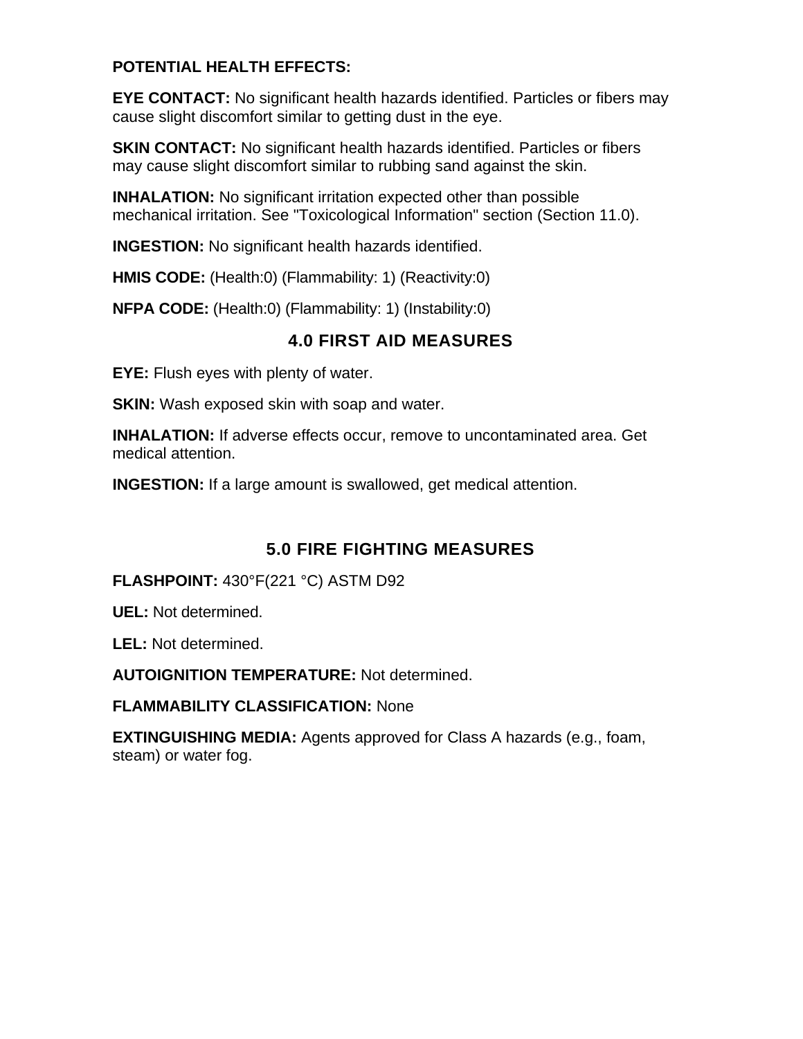**POTENTIAL HEALTH EFFECTS:**

**EYE CONTACT:** No significant health hazards identified. Particles or fibers may cause slight discomfort similar to getting dust in the eye.

**SKIN CONTACT:** No significant health hazards identified. Particles or fibers may cause slight discomfort similar to rubbing sand against the skin.

**INHALATION:** No significant irritation expected other than possible mechanical irritation. See "Toxicological Information" section (Section 11.0).

**INGESTION:** No significant health hazards identified.

**HMIS CODE:** (Health:0) (Flammability: 1) (Reactivity:0)

**NFPA CODE:** (Health:0) (Flammability: 1) (Instability:0)

## 4.0 FIRST AID MEASURES

**EYE:** Flush eyes with plenty of water.

**SKIN:** Wash exposed skin with soap and water.

**INHALATION:** If adverse effects occur, remove to uncontaminated area. Get medical attention.

**INGESTION:** If a large amount is swallowed, get medical attention.

## 5.0 FIRE FIGHTING MEASURES

**FLASHPOINT:** 430°F(221 °C) ASTM D92

**UEL:** Not determined.

**LEL:** Not determined.

**AUTOIGNITION TEMPERATURE:** Not determined.

**FLAMMABILITY CLASSIFICATION:** None

**EXTINGUISHING MEDIA:** Agents approved for Class A hazards (e.g., foam, steam) or water fog.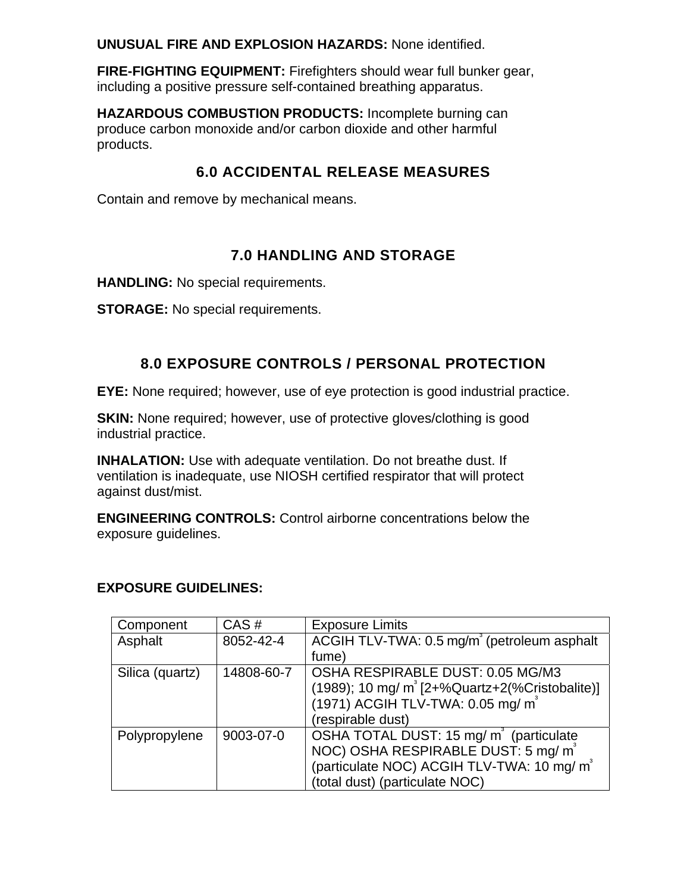**UNUSUAL FIRE AND EXPLOSION HAZARDS:** None identified.

**FIRE-FIGHTING EQUIPMENT:** Firefighters should wear full bunker gear, including a positive pressure self-contained breathing apparatus.

**HAZARDOUS COMBUSTION PRODUCTS:** Incomplete burning can produce carbon monoxide and/or carbon dioxide and other harmful products.

## 6.0 ACCIDENTAL RELEASE MEASURES

Contain and remove by mechanical means.

## 7.0 HANDLING AND STORAGE

**HANDLING:** No special requirements.

**STORAGE:** No special requirements.

## 8.0 EXPOSURE CONTROLS / PERSONAL PROTECTION

**EYE:** None required; however, use of eye protection is good industrial practice.

**SKIN:** None required; however, use of protective gloves/clothing is good industrial practice.

**INHALATION:** Use with adequate ventilation. Do not breathe dust. If ventilation is inadequate, use NIOSH certified respirator that will protect against dust/mist.

**ENGINEERING CONTROLS:** Control airborne concentrations below the exposure guidelines.

**EXPOSURE GUIDELINES:**

| Component | CAS # | Exposure Limits |
|---|---|---|
| Asphalt | 8052-42-4 | ACGIH TLV-TWA: 0.5 mg/m$^3$ (petroleum asphalt fume) |
| Silica (quartz) | 14808-60-7 | OSHA RESPIRABLE DUST: 0.05 MG/M3 (1989); 10 mg/ m$^3$ [2+%Quartz+2(%Cristobalite)] (1971) ACGIH TLV-TWA: 0.05 mg/ m$^3$ (respirable dust) |
| Polypropylene | 9003-07-0 | OSHA TOTAL DUST: 15 mg/ m$^3$ (particulate NOC) OSHA RESPIRABLE DUST: 5 mg/ m$^3$ (particulate NOC) ACGIH TLV-TWA: 10 mg/ m$^3$ (total dust) (particulate NOC) |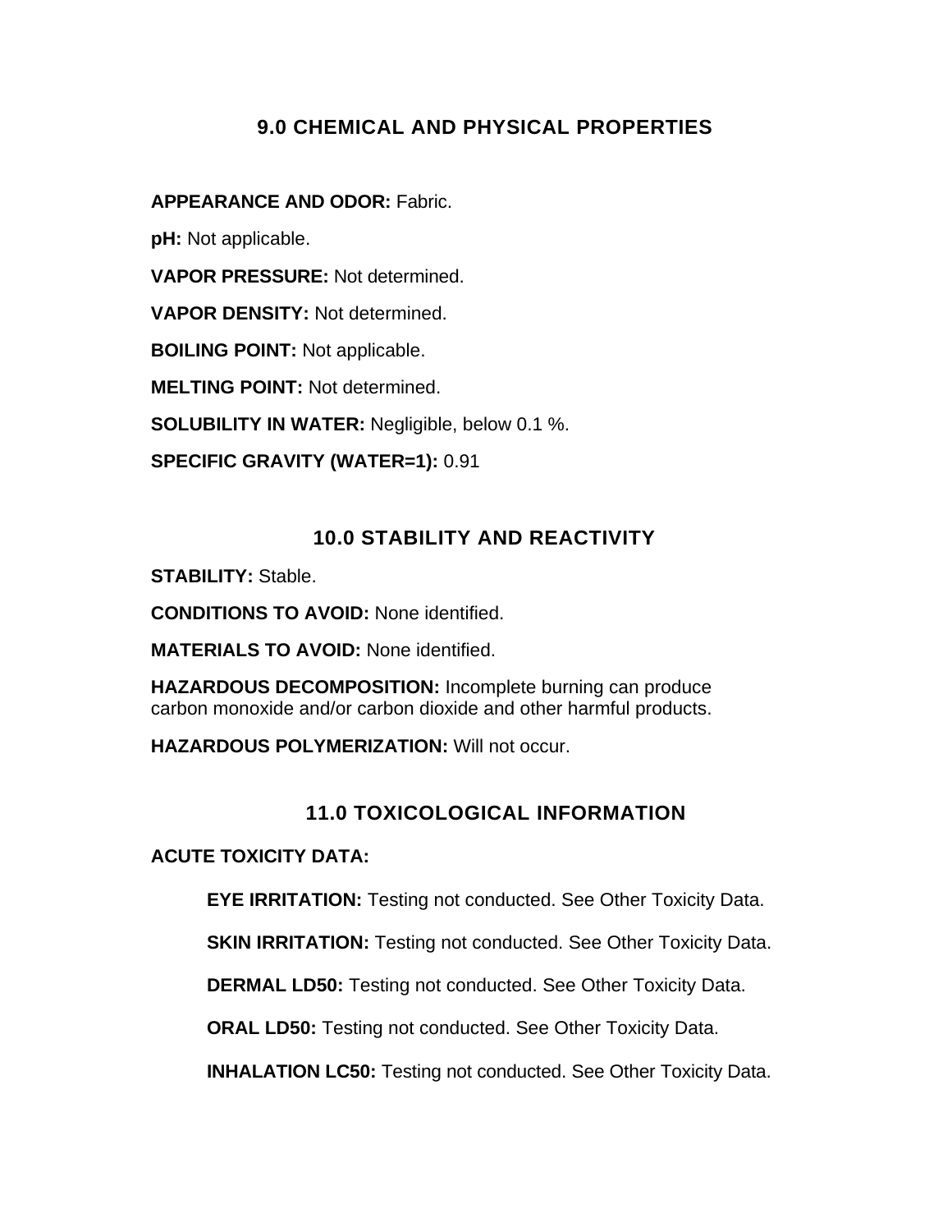## 9.0 CHEMICAL AND PHYSICAL PROPERTIES

**APPEARANCE AND ODOR:** Fabric.

**pH:** Not applicable.

**VAPOR PRESSURE:** Not determined.

**VAPOR DENSITY:** Not determined.

**BOILING POINT:** Not applicable.

**MELTING POINT:** Not determined.

**SOLUBILITY IN WATER:** Negligible, below 0.1 %.

**SPECIFIC GRAVITY (WATER=1):** 0.91

## 10.0 STABILITY AND REACTIVITY

**STABILITY:** Stable.

**CONDITIONS TO AVOID:** None identified.

**MATERIALS TO AVOID:** None identified.

**HAZARDOUS DECOMPOSITION:** Incomplete burning can produce carbon monoxide and/or carbon dioxide and other harmful products.

**HAZARDOUS POLYMERIZATION:** Will not occur.

## 11.0 TOXICOLOGICAL INFORMATION

**ACUTE TOXICITY DATA:**

> **EYE IRRITATION:** Testing not conducted. See Other Toxicity Data.
>
> **SKIN IRRITATION:** Testing not conducted. See Other Toxicity Data.
>
> **DERMAL LD50:** Testing not conducted. See Other Toxicity Data.
>
> **ORAL LD50:** Testing not conducted. See Other Toxicity Data.
>
> **INHALATION LC50:** Testing not conducted. See Other Toxicity Data.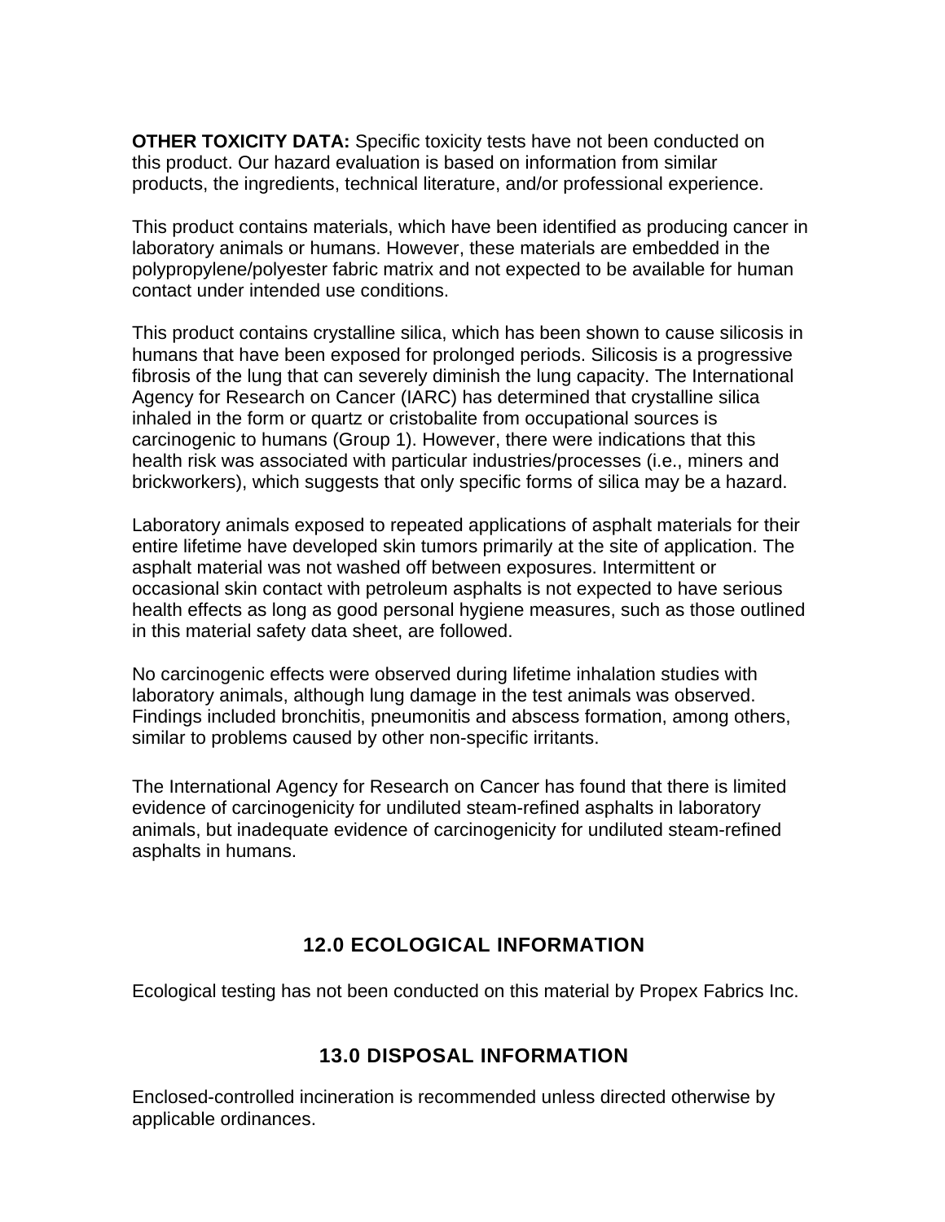**OTHER TOXICITY DATA:** Specific toxicity tests have not been conducted on this product. Our hazard evaluation is based on information from similar products, the ingredients, technical literature, and/or professional experience.

This product contains materials, which have been identified as producing cancer in laboratory animals or humans. However, these materials are embedded in the polypropylene/polyester fabric matrix and not expected to be available for human contact under intended use conditions.

This product contains crystalline silica, which has been shown to cause silicosis in humans that have been exposed for prolonged periods. Silicosis is a progressive fibrosis of the lung that can severely diminish the lung capacity. The International Agency for Research on Cancer (IARC) has determined that crystalline silica inhaled in the form or quartz or cristobalite from occupational sources is carcinogenic to humans (Group 1). However, there were indications that this health risk was associated with particular industries/processes (i.e., miners and brickworkers), which suggests that only specific forms of silica may be a hazard.

Laboratory animals exposed to repeated applications of asphalt materials for their entire lifetime have developed skin tumors primarily at the site of application. The asphalt material was not washed off between exposures. Intermittent or occasional skin contact with petroleum asphalts is not expected to have serious health effects as long as good personal hygiene measures, such as those outlined in this material safety data sheet, are followed.

No carcinogenic effects were observed during lifetime inhalation studies with laboratory animals, although lung damage in the test animals was observed. Findings included bronchitis, pneumonitis and abscess formation, among others, similar to problems caused by other non-specific irritants.

The International Agency for Research on Cancer has found that there is limited evidence of carcinogenicity for undiluted steam-refined asphalts in laboratory animals, but inadequate evidence of carcinogenicity for undiluted steam-refined asphalts in humans.

## 12.0 ECOLOGICAL INFORMATION

Ecological testing has not been conducted on this material by Propex Fabrics Inc.

## 13.0 DISPOSAL INFORMATION

Enclosed-controlled incineration is recommended unless directed otherwise by applicable ordinances.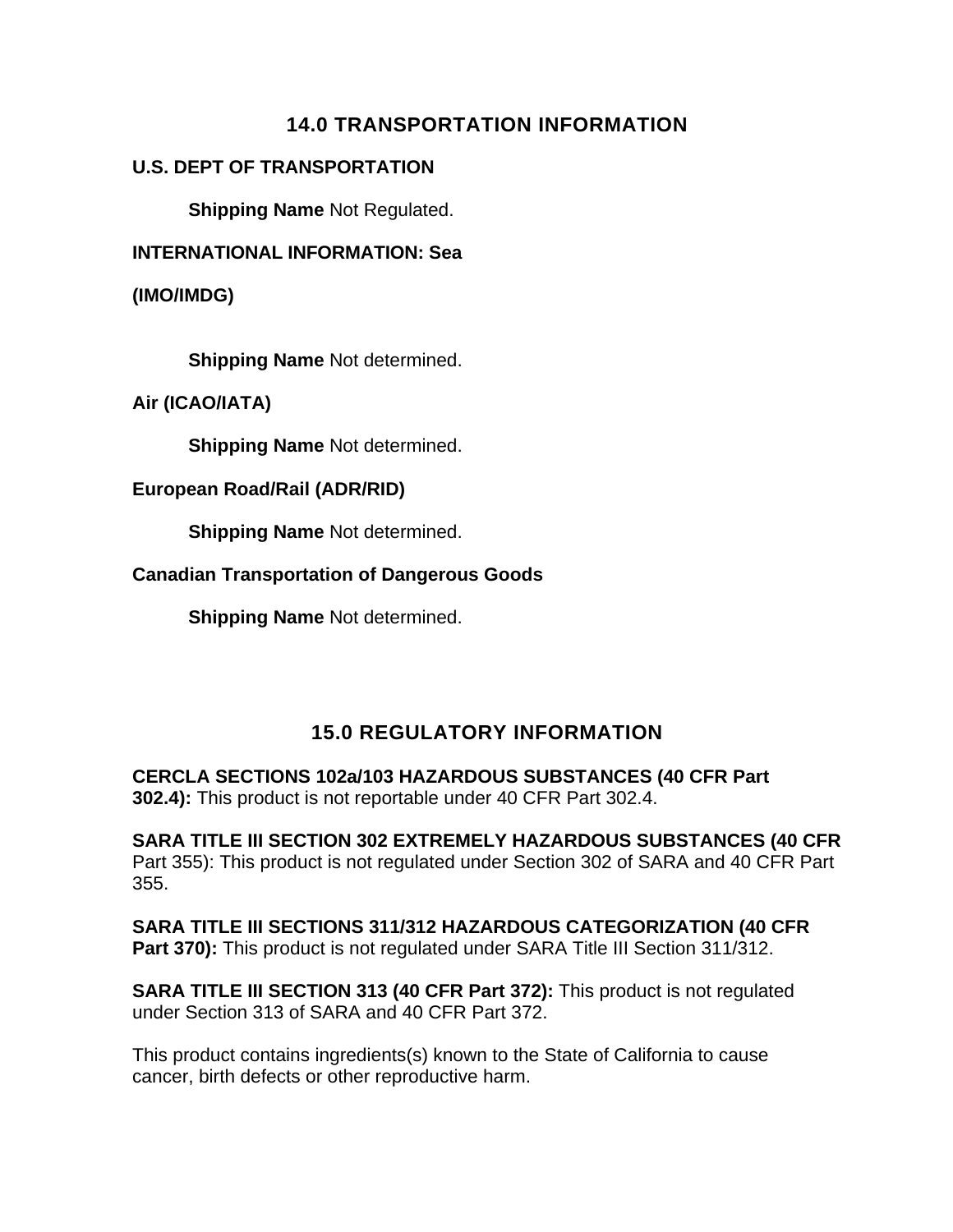## 14.0 TRANSPORTATION INFORMATION

**U.S. DEPT OF TRANSPORTATION**

**Shipping Name** Not Regulated.

**INTERNATIONAL INFORMATION: Sea**

**(IMO/IMDG)**

**Shipping Name** Not determined.

**Air (ICAO/IATA)**

**Shipping Name** Not determined.

**European Road/Rail (ADR/RID)**

**Shipping Name** Not determined.

**Canadian Transportation of Dangerous Goods**

**Shipping Name** Not determined.

## 15.0 REGULATORY INFORMATION

**CERCLA SECTIONS 102a/103 HAZARDOUS SUBSTANCES (40 CFR Part 302.4):** This product is not reportable under 40 CFR Part 302.4.

**SARA TITLE III SECTION 302 EXTREMELY HAZARDOUS SUBSTANCES (40 CFR** Part 355): This product is not regulated under Section 302 of SARA and 40 CFR Part 355.

**SARA TITLE III SECTIONS 311/312 HAZARDOUS CATEGORIZATION (40 CFR Part 370):** This product is not regulated under SARA Title III Section 311/312.

**SARA TITLE III SECTION 313 (40 CFR Part 372):** This product is not regulated under Section 313 of SARA and 40 CFR Part 372.

This product contains ingredients(s) known to the State of California to cause cancer, birth defects or other reproductive harm.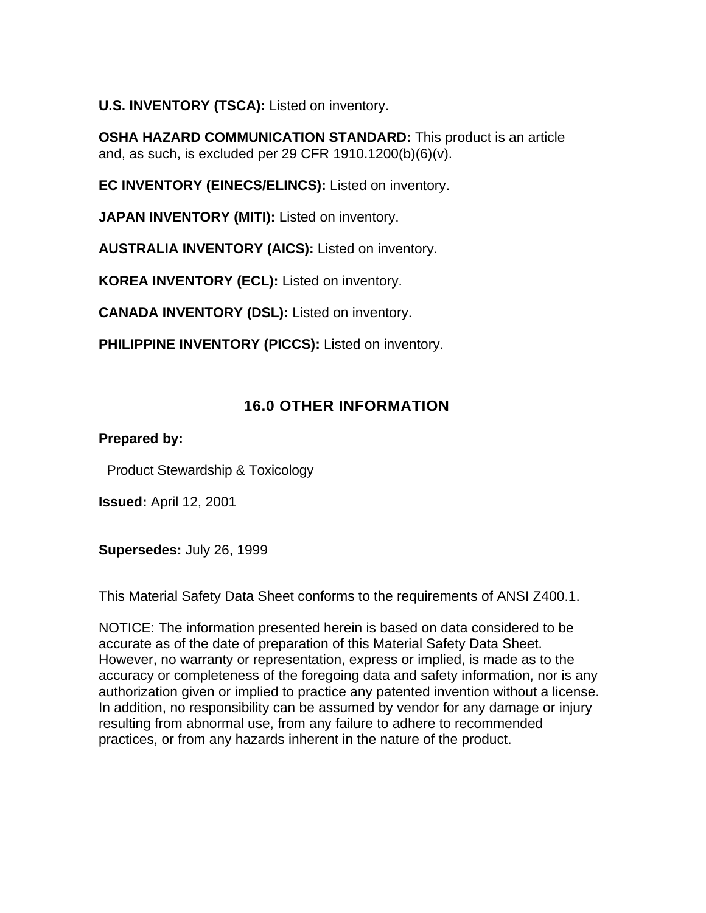**U.S. INVENTORY (TSCA):** Listed on inventory.

**OSHA HAZARD COMMUNICATION STANDARD:** This product is an article and, as such, is excluded per 29 CFR 1910.1200(b)(6)(v).

**EC INVENTORY (EINECS/ELINCS):** Listed on inventory.

**JAPAN INVENTORY (MITI):** Listed on inventory.

**AUSTRALIA INVENTORY (AICS):** Listed on inventory.

**KOREA INVENTORY (ECL):** Listed on inventory.

**CANADA INVENTORY (DSL):** Listed on inventory.

**PHILIPPINE INVENTORY (PICCS):** Listed on inventory.

## 16.0 OTHER INFORMATION

**Prepared by:**

Product Stewardship & Toxicology

**Issued:** April 12, 2001

**Supersedes:** July 26, 1999

This Material Safety Data Sheet conforms to the requirements of ANSI Z400.1.

NOTICE: The information presented herein is based on data considered to be accurate as of the date of preparation of this Material Safety Data Sheet. However, no warranty or representation, express or implied, is made as to the accuracy or completeness of the foregoing data and safety information, nor is any authorization given or implied to practice any patented invention without a license. In addition, no responsibility can be assumed by vendor for any damage or injury resulting from abnormal use, from any failure to adhere to recommended practices, or from any hazards inherent in the nature of the product.